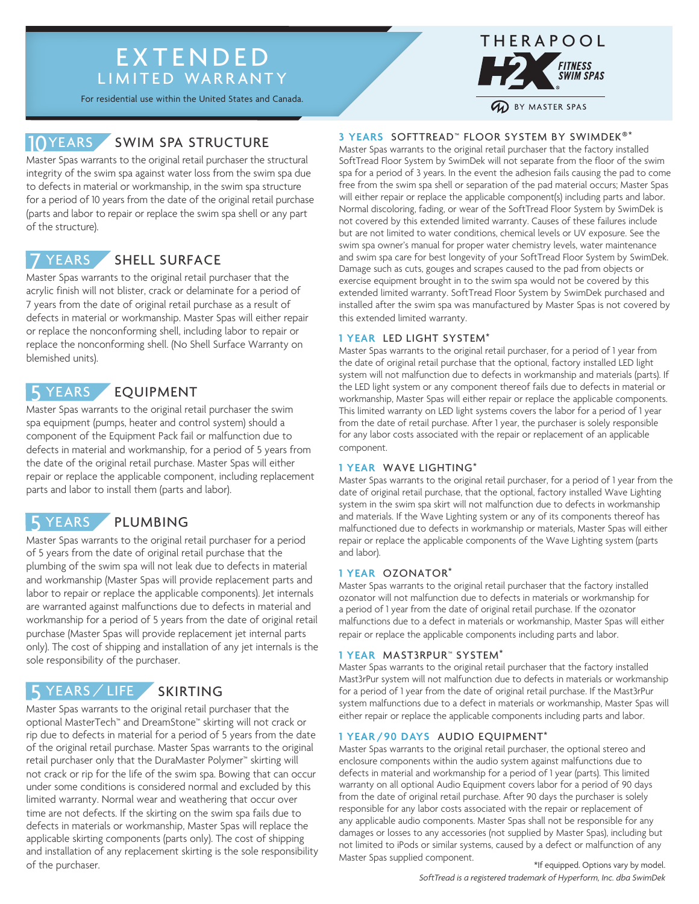# EXTENDED LIMITED WARRANTY

For residential use within the United States and Canada.

THERAPOOL H2X FITNESS SWIM SPAS BY MASTER SPAS

## 10 YEARS SWIM SPA STRUCTURE

Master Spas warrants to the original retail purchaser the structural integrity of the swim spa against water loss from the swim spa due to defects in material or workmanship, in the swim spa structure for a period of 10 years from the date of the original retail purchase (parts and labor to repair or replace the swim spa shell or any part of the structure).

## 7 YEARS SHELL SURFACE

Master Spas warrants to the original retail purchaser that the acrylic finish will not blister, crack or delaminate for a period of 7 years from the date of original retail purchase as a result of defects in material or workmanship. Master Spas will either repair or replace the nonconforming shell, including labor to repair or replace the nonconforming shell. (No Shell Surface Warranty on blemished units).

## 5 YEARS EQUIPMENT

Master Spas warrants to the original retail purchaser the swim spa equipment (pumps, heater and control system) should a component of the Equipment Pack fail or malfunction due to defects in material and workmanship, for a period of 5 years from the date of the original retail purchase. Master Spas will either repair or replace the applicable component, including replacement parts and labor to install them (parts and labor).

## 5 YEARS PLUMBING

Master Spas warrants to the original retail purchaser for a period of 5 years from the date of original retail purchase that the plumbing of the swim spa will not leak due to defects in material and workmanship (Master Spas will provide replacement parts and labor to repair or replace the applicable components). Jet internals are warranted against malfunctions due to defects in material and workmanship for a period of 5 years from the date of original retail purchase (Master Spas will provide replacement jet internal parts only). The cost of shipping and installation of any jet internals is the sole responsibility of the purchaser.

## 5 YEARS / LIFE SKIRTING

Master Spas warrants to the original retail purchaser that the optional MasterTech™ and DreamStone™ skirting will not crack or rip due to defects in material for a period of 5 years from the date of the original retail purchase. Master Spas warrants to the original retail purchaser only that the DuraMaster Polymer™ skirting will not crack or rip for the life of the swim spa. Bowing that can occur under some conditions is considered normal and excluded by this limited warranty. Normal wear and weathering that occur over time are not defects. If the skirting on the swim spa fails due to defects in materials or workmanship, Master Spas will replace the applicable skirting components (parts only). The cost of shipping and installation of any replacement skirting is the sole responsibility of the purchaser.

### 3 YEARS SOFTTREAD™ FLOOR SYSTEM BY SWIMDEK®*

Master Spas warrants to the original retail purchaser that the factory installed SoftTread Floor System by SwimDek will not separate from the floor of the swim spa for a period of 3 years. In the event the adhesion fails causing the pad to come free from the swim spa shell or separation of the pad material occurs; Master Spas will either repair or replace the applicable component(s) including parts and labor. Normal discoloring, fading, or wear of the SoftTread Floor System by SwimDek is not covered by this extended limited warranty. Causes of these failures include but are not limited to water conditions, chemical levels or UV exposure. See the swim spa owner's manual for proper water chemistry levels, water maintenance and swim spa care for best longevity of your SoftTread Floor System by SwimDek. Damage such as cuts, gouges and scrapes caused to the pad from objects or exercise equipment brought in to the swim spa would not be covered by this extended limited warranty. SoftTread Floor System by SwimDek purchased and installed after the swim spa was manufactured by Master Spas is not covered by this extended limited warranty.

### 1 YEAR LED LIGHT SYSTEM*

Master Spas warrants to the original retail purchaser, for a period of 1 year from the date of original retail purchase that the optional, factory installed LED light system will not malfunction due to defects in workmanship and materials (parts). If the LED light system or any component thereof fails due to defects in material or workmanship, Master Spas will either repair or replace the applicable components. This limited warranty on LED light systems covers the labor for a period of 1 year from the date of retail purchase. After 1 year, the purchaser is solely responsible for any labor costs associated with the repair or replacement of an applicable component.

### 1 YEAR WAVE LIGHTING*

Master Spas warrants to the original retail purchaser, for a period of 1 year from the date of original retail purchase, that the optional, factory installed Wave Lighting system in the swim spa skirt will not malfunction due to defects in workmanship and materials. If the Wave Lighting system or any of its components thereof has malfunctioned due to defects in workmanship or materials, Master Spas will either repair or replace the applicable components of the Wave Lighting system (parts and labor).

### 1 YEAR OZONATOR*

Master Spas warrants to the original retail purchaser that the factory installed ozonator will not malfunction due to defects in materials or workmanship for a period of 1 year from the date of original retail purchase. If the ozonator malfunctions due to a defect in materials or workmanship, Master Spas will either repair or replace the applicable components including parts and labor.

### 1 YEAR MAST3RPUR™ SYSTEM*

Master Spas warrants to the original retail purchaser that the factory installed Mast3rPur system will not malfunction due to defects in materials or workmanship for a period of 1 year from the date of original retail purchase. If the Mast3rPur system malfunctions due to a defect in materials or workmanship, Master Spas will either repair or replace the applicable components including parts and labor.

### 1 YEAR/90 DAYS AUDIO EQUIPMENT*

Master Spas warrants to the original retail purchaser, the optional stereo and enclosure components within the audio system against malfunctions due to defects in material and workmanship for a period of 1 year (parts). This limited warranty on all optional Audio Equipment covers labor for a period of 90 days from the date of original retail purchase. After 90 days the purchaser is solely responsible for any labor costs associated with the repair or replacement of any applicable audio components. Master Spas shall not be responsible for any damages or losses to any accessories (not supplied by Master Spas), including but not limited to iPods or similar systems, caused by a defect or malfunction of any Master Spas supplied component.

*If equipped. Options vary by model.

*SoftTread is a registered trademark of Hyperform, Inc. dba SwimDek*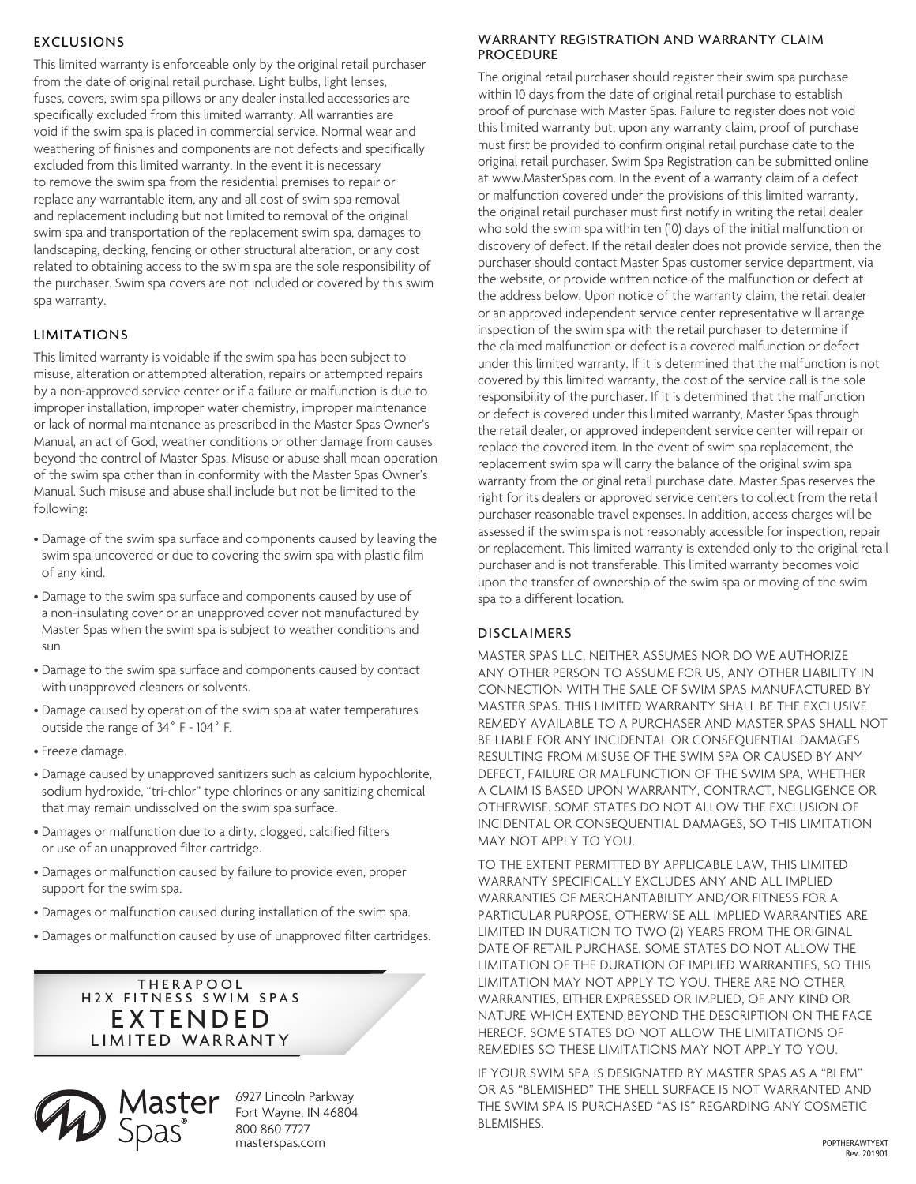## EXCLUSIONS

This limited warranty is enforceable only by the original retail purchaser from the date of original retail purchase. Light bulbs, light lenses, fuses, covers, swim spa pillows or any dealer installed accessories are specifically excluded from this limited warranty. All warranties are void if the swim spa is placed in commercial service. Normal wear and weathering of finishes and components are not defects and specifically excluded from this limited warranty. In the event it is necessary to remove the swim spa from the residential premises to repair or replace any warrantable item, any and all cost of swim spa removal and replacement including but not limited to removal of the original swim spa and transportation of the replacement swim spa, damages to landscaping, decking, fencing or other structural alteration, or any cost related to obtaining access to the swim spa are the sole responsibility of the purchaser. Swim spa covers are not included or covered by this swim spa warranty.

## LIMITATIONS

This limited warranty is voidable if the swim spa has been subject to misuse, alteration or attempted alteration, repairs or attempted repairs by a non-approved service center or if a failure or malfunction is due to improper installation, improper water chemistry, improper maintenance or lack of normal maintenance as prescribed in the Master Spas Owner's Manual, an act of God, weather conditions or other damage from causes beyond the control of Master Spas. Misuse or abuse shall mean operation of the swim spa other than in conformity with the Master Spas Owner's Manual. Such misuse and abuse shall include but not be limited to the following:

- Damage of the swim spa surface and components caused by leaving the swim spa uncovered or due to covering the swim spa with plastic film of any kind.
- Damage to the swim spa surface and components caused by use of a non-insulating cover or an unapproved cover not manufactured by Master Spas when the swim spa is subject to weather conditions and sun.
- Damage to the swim spa surface and components caused by contact with unapproved cleaners or solvents.
- Damage caused by operation of the swim spa at water temperatures outside the range of 34˚ F - 104˚ F.
- Freeze damage.
- Damage caused by unapproved sanitizers such as calcium hypochlorite, sodium hydroxide, "tri-chlor" type chlorines or any sanitizing chemical that may remain undissolved on the swim spa surface.
- Damages or malfunction due to a dirty, clogged, calcified filters or use of an unapproved filter cartridge.
- Damages or malfunction caused by failure to provide even, proper support for the swim spa.
- Damages or malfunction caused during installation of the swim spa.
- Damages or malfunction caused by use of unapproved filter cartridges.

THERAPOOL
H2X FITNESS SWIM SPAS
EXTENDED
LIMITED WARRANTY

Master Spas®
6927 Lincoln Parkway
Fort Wayne, IN 46804
800 860 7727
masterspas.com

## WARRANTY REGISTRATION AND WARRANTY CLAIM PROCEDURE

The original retail purchaser should register their swim spa purchase within 10 days from the date of original retail purchase to establish proof of purchase with Master Spas. Failure to register does not void this limited warranty but, upon any warranty claim, proof of purchase must first be provided to confirm original retail purchase date to the original retail purchaser. Swim Spa Registration can be submitted online at www.MasterSpas.com. In the event of a warranty claim of a defect or malfunction covered under the provisions of this limited warranty, the original retail purchaser must first notify in writing the retail dealer who sold the swim spa within ten (10) days of the initial malfunction or discovery of defect. If the retail dealer does not provide service, then the purchaser should contact Master Spas customer service department, via the website, or provide written notice of the malfunction or defect at the address below. Upon notice of the warranty claim, the retail dealer or an approved independent service center representative will arrange inspection of the swim spa with the retail purchaser to determine if the claimed malfunction or defect is a covered malfunction or defect under this limited warranty. If it is determined that the malfunction is not covered by this limited warranty, the cost of the service call is the sole responsibility of the purchaser. If it is determined that the malfunction or defect is covered under this limited warranty, Master Spas through the retail dealer, or approved independent service center will repair or replace the covered item. In the event of swim spa replacement, the replacement swim spa will carry the balance of the original swim spa warranty from the original retail purchase date. Master Spas reserves the right for its dealers or approved service centers to collect from the retail purchaser reasonable travel expenses. In addition, access charges will be assessed if the swim spa is not reasonably accessible for inspection, repair or replacement. This limited warranty is extended only to the original retail purchaser and is not transferable. This limited warranty becomes void upon the transfer of ownership of the swim spa or moving of the swim spa to a different location.

## DISCLAIMERS

MASTER SPAS LLC, NEITHER ASSUMES NOR DO WE AUTHORIZE ANY OTHER PERSON TO ASSUME FOR US, ANY OTHER LIABILITY IN CONNECTION WITH THE SALE OF SWIM SPAS MANUFACTURED BY MASTER SPAS. THIS LIMITED WARRANTY SHALL BE THE EXCLUSIVE REMEDY AVAILABLE TO A PURCHASER AND MASTER SPAS SHALL NOT BE LIABLE FOR ANY INCIDENTAL OR CONSEQUENTIAL DAMAGES RESULTING FROM MISUSE OF THE SWIM SPA OR CAUSED BY ANY DEFECT, FAILURE OR MALFUNCTION OF THE SWIM SPA, WHETHER A CLAIM IS BASED UPON WARRANTY, CONTRACT, NEGLIGENCE OR OTHERWISE. SOME STATES DO NOT ALLOW THE EXCLUSION OF INCIDENTAL OR CONSEQUENTIAL DAMAGES, SO THIS LIMITATION MAY NOT APPLY TO YOU.

TO THE EXTENT PERMITTED BY APPLICABLE LAW, THIS LIMITED WARRANTY SPECIFICALLY EXCLUDES ANY AND ALL IMPLIED WARRANTIES OF MERCHANTABILITY AND/OR FITNESS FOR A PARTICULAR PURPOSE, OTHERWISE ALL IMPLIED WARRANTIES ARE LIMITED IN DURATION TO TWO (2) YEARS FROM THE ORIGINAL DATE OF RETAIL PURCHASE. SOME STATES DO NOT ALLOW THE LIMITATION OF THE DURATION OF IMPLIED WARRANTIES, SO THIS LIMITATION MAY NOT APPLY TO YOU. THERE ARE NO OTHER WARRANTIES, EITHER EXPRESSED OR IMPLIED, OF ANY KIND OR NATURE WHICH EXTEND BEYOND THE DESCRIPTION ON THE FACE HEREOF. SOME STATES DO NOT ALLOW THE LIMITATIONS OF REMEDIES SO THESE LIMITATIONS MAY NOT APPLY TO YOU.

IF YOUR SWIM SPA IS DESIGNATED BY MASTER SPAS AS A "BLEM" OR AS "BLEMISHED" THE SHELL SURFACE IS NOT WARRANTED AND THE SWIM SPA IS PURCHASED "AS IS" REGARDING ANY COSMETIC BLEMISHES.

POPTHERAWTYEXT
Rev. 201901